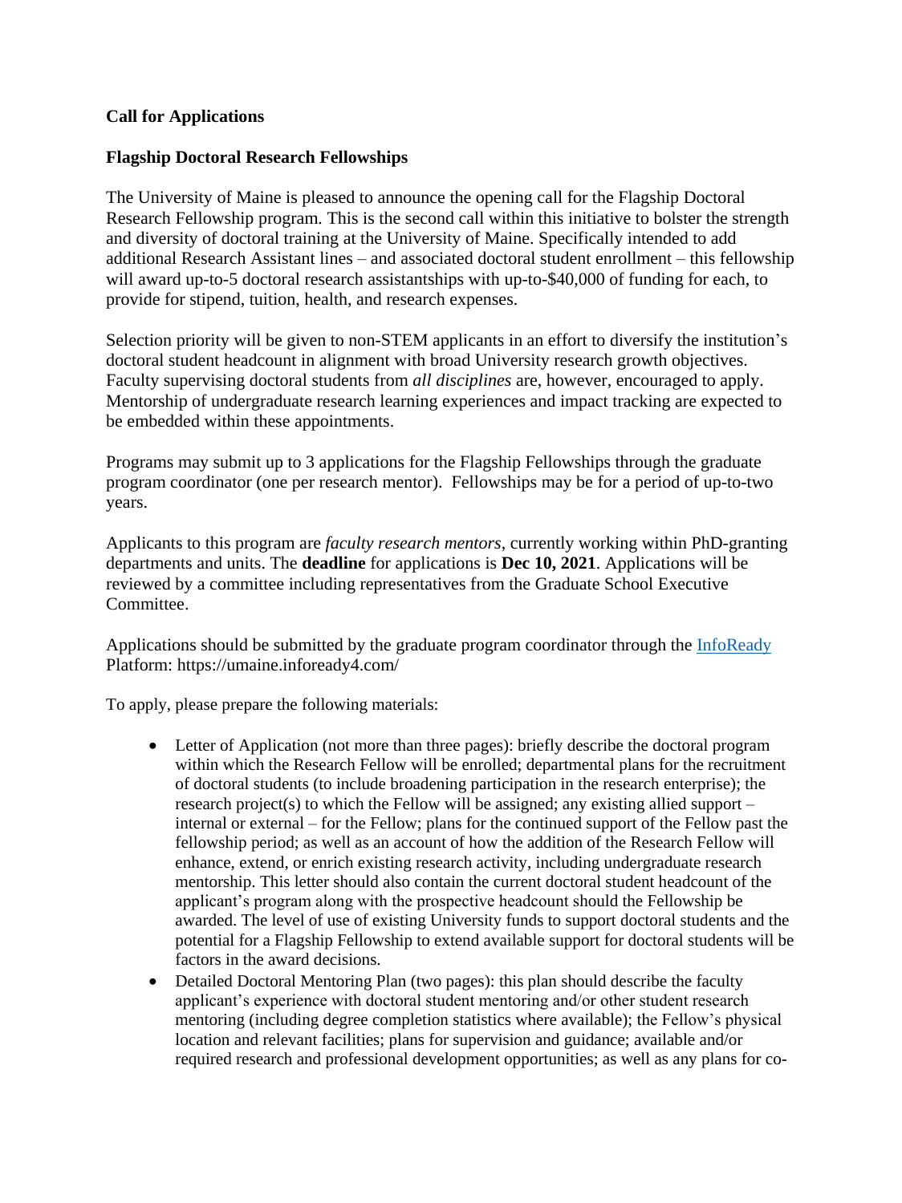**Call for Applications**

**Flagship Doctoral Research Fellowships**

The University of Maine is pleased to announce the opening call for the Flagship Doctoral Research Fellowship program. This is the second call within this initiative to bolster the strength and diversity of doctoral training at the University of Maine. Specifically intended to add additional Research Assistant lines – and associated doctoral student enrollment – this fellowship will award up-to-5 doctoral research assistantships with up-to-$40,000 of funding for each, to provide for stipend, tuition, health, and research expenses.

Selection priority will be given to non-STEM applicants in an effort to diversify the institution's doctoral student headcount in alignment with broad University research growth objectives. Faculty supervising doctoral students from *all disciplines* are, however, encouraged to apply. Mentorship of undergraduate research learning experiences and impact tracking are expected to be embedded within these appointments.

Programs may submit up to 3 applications for the Flagship Fellowships through the graduate program coordinator (one per research mentor). Fellowships may be for a period of up-to-two years.

Applicants to this program are *faculty research mentors*, currently working within PhD-granting departments and units. The **deadline** for applications is **Dec 10, 2021**. Applications will be reviewed by a committee including representatives from the Graduate School Executive Committee.

Applications should be submitted by the graduate program coordinator through the [InfoReady](https://umaine.infoready4.com/) Platform: https://umaine.infoready4.com/

To apply, please prepare the following materials:

- Letter of Application (not more than three pages): briefly describe the doctoral program within which the Research Fellow will be enrolled; departmental plans for the recruitment of doctoral students (to include broadening participation in the research enterprise); the research project(s) to which the Fellow will be assigned; any existing allied support – internal or external – for the Fellow; plans for the continued support of the Fellow past the fellowship period; as well as an account of how the addition of the Research Fellow will enhance, extend, or enrich existing research activity, including undergraduate research mentorship. This letter should also contain the current doctoral student headcount of the applicant's program along with the prospective headcount should the Fellowship be awarded. The level of use of existing University funds to support doctoral students and the potential for a Flagship Fellowship to extend available support for doctoral students will be factors in the award decisions.
- Detailed Doctoral Mentoring Plan (two pages): this plan should describe the faculty applicant's experience with doctoral student mentoring and/or other student research mentoring (including degree completion statistics where available); the Fellow's physical location and relevant facilities; plans for supervision and guidance; available and/or required research and professional development opportunities; as well as any plans for co-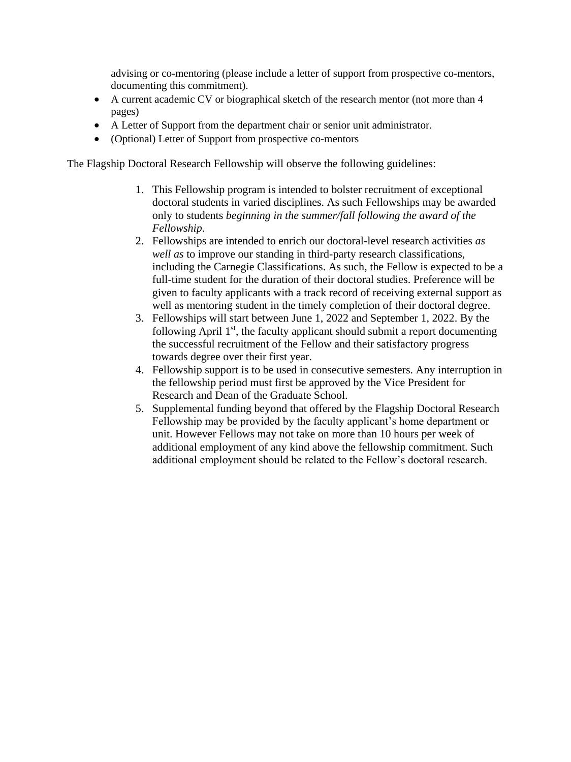advising or co-mentoring (please include a letter of support from prospective co-mentors, documenting this commitment).

- A current academic CV or biographical sketch of the research mentor (not more than 4 pages)
- A Letter of Support from the department chair or senior unit administrator.
- (Optional) Letter of Support from prospective co-mentors

The Flagship Doctoral Research Fellowship will observe the following guidelines:

1. This Fellowship program is intended to bolster recruitment of exceptional doctoral students in varied disciplines. As such Fellowships may be awarded only to students *beginning in the summer/fall following the award of the Fellowship*.
2. Fellowships are intended to enrich our doctoral-level research activities *as well as* to improve our standing in third-party research classifications, including the Carnegie Classifications. As such, the Fellow is expected to be a full-time student for the duration of their doctoral studies. Preference will be given to faculty applicants with a track record of receiving external support as well as mentoring student in the timely completion of their doctoral degree.
3. Fellowships will start between June 1, 2022 and September 1, 2022. By the following April 1st, the faculty applicant should submit a report documenting the successful recruitment of the Fellow and their satisfactory progress towards degree over their first year.
4. Fellowship support is to be used in consecutive semesters. Any interruption in the fellowship period must first be approved by the Vice President for Research and Dean of the Graduate School.
5. Supplemental funding beyond that offered by the Flagship Doctoral Research Fellowship may be provided by the faculty applicant's home department or unit. However Fellows may not take on more than 10 hours per week of additional employment of any kind above the fellowship commitment. Such additional employment should be related to the Fellow's doctoral research.